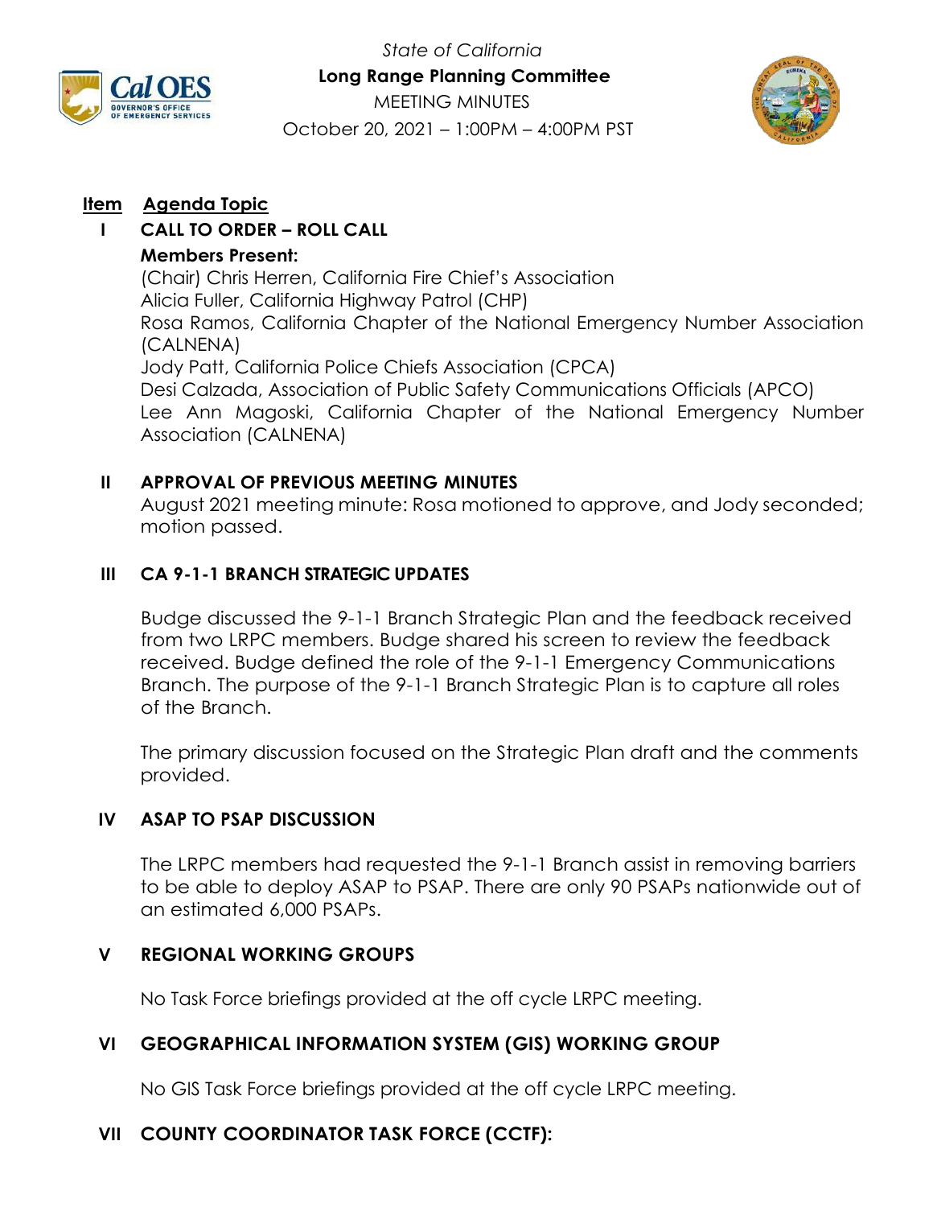*State of California*

**Long Range Planning Committee**

MEETING MINUTES

October 20, 2021 – 1:00PM – 4:00PM PST

**Item** **Agenda Topic**

## I CALL TO ORDER – ROLL CALL

**Members Present:**

(Chair) Chris Herren, California Fire Chief's Association
Alicia Fuller, California Highway Patrol (CHP)
Rosa Ramos, California Chapter of the National Emergency Number Association (CALNENA)
Jody Patt, California Police Chiefs Association (CPCA)
Desi Calzada, Association of Public Safety Communications Officials (APCO)
Lee Ann Magoski, California Chapter of the National Emergency Number Association (CALNENA)

## II APPROVAL OF PREVIOUS MEETING MINUTES

August 2021 meeting minute: Rosa motioned to approve, and Jody seconded; motion passed.

## III CA 9-1-1 BRANCH STRATEGIC UPDATES

Budge discussed the 9-1-1 Branch Strategic Plan and the feedback received from two LRPC members. Budge shared his screen to review the feedback received. Budge defined the role of the 9-1-1 Emergency Communications Branch. The purpose of the 9-1-1 Branch Strategic Plan is to capture all roles of the Branch.

The primary discussion focused on the Strategic Plan draft and the comments provided.

## IV ASAP TO PSAP DISCUSSION

The LRPC members had requested the 9-1-1 Branch assist in removing barriers to be able to deploy ASAP to PSAP. There are only 90 PSAPs nationwide out of an estimated 6,000 PSAPs.

## V REGIONAL WORKING GROUPS

No Task Force briefings provided at the off cycle LRPC meeting.

## VI GEOGRAPHICAL INFORMATION SYSTEM (GIS) WORKING GROUP

No GIS Task Force briefings provided at the off cycle LRPC meeting.

## VII COUNTY COORDINATOR TASK FORCE (CCTF):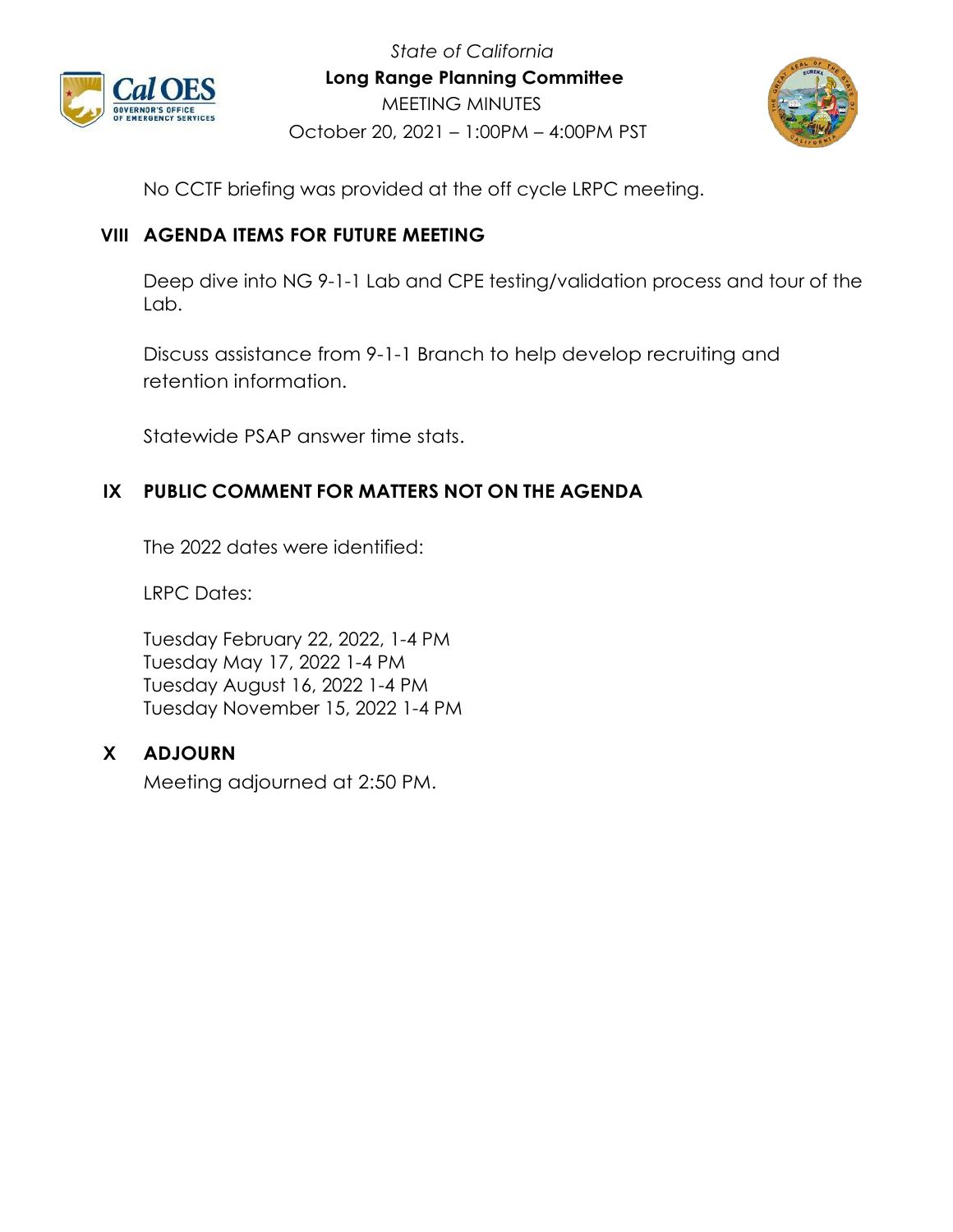No CCTF briefing was provided at the off cycle LRPC meeting.

## VIII AGENDA ITEMS FOR FUTURE MEETING

Deep dive into NG 9-1-1 Lab and CPE testing/validation process and tour of the Lab.

Discuss assistance from 9-1-1 Branch to help develop recruiting and retention information.

Statewide PSAP answer time stats.

## IX PUBLIC COMMENT FOR MATTERS NOT ON THE AGENDA

The 2022 dates were identified:

LRPC Dates:

Tuesday February 22, 2022, 1-4 PM
Tuesday May 17, 2022 1-4 PM
Tuesday August 16, 2022 1-4 PM
Tuesday November 15, 2022 1-4 PM

## X ADJOURN

Meeting adjourned at 2:50 PM.